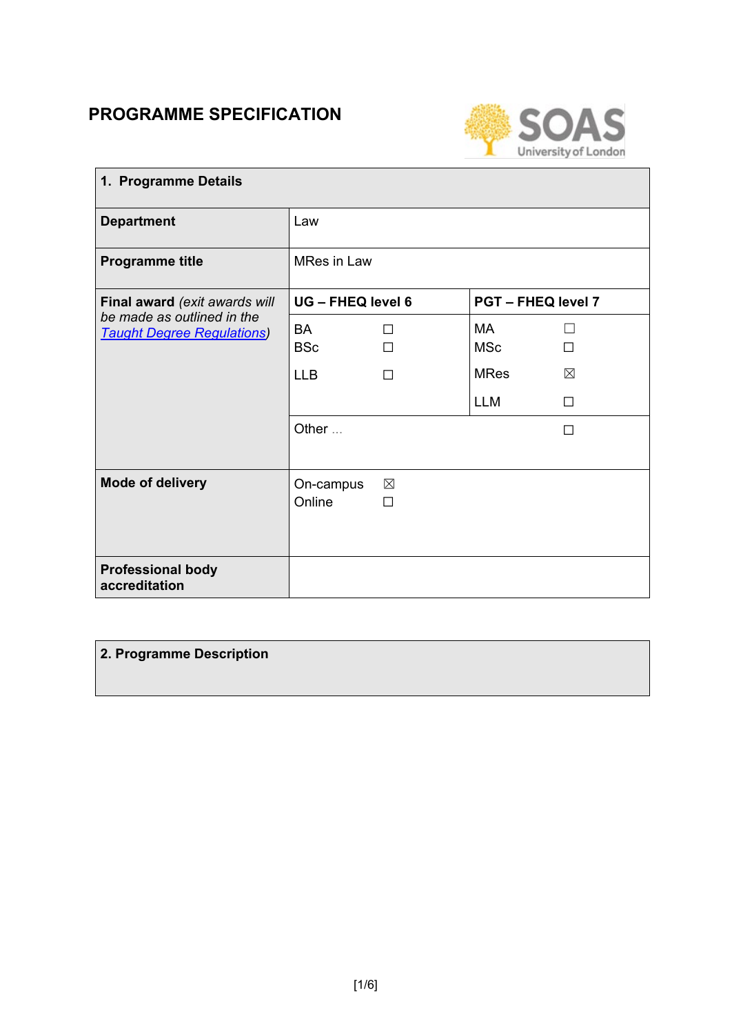# PROGRAMME SPECIFICATION

| 1. Programme Details | | |
|---|---|---|
| **Department** | Law | |
| **Programme title** | MRes in Law | |
| **Final award** *(exit awards will be made as outlined in the [Taught Degree Regulations](#))* | **UG – FHEQ level 6** | **PGT – FHEQ level 7** |
| | BA ☐<br>BSc ☐<br>LLB ☐ | MA ☐<br>MSc ☐<br>MRes ☒<br>LLM ☐ |
| | Other … ☐ | |
| **Mode of delivery** | On-campus ☒<br>Online ☐ | |
| **Professional body accreditation** | | |

| 2. Programme Description |
|---|
| |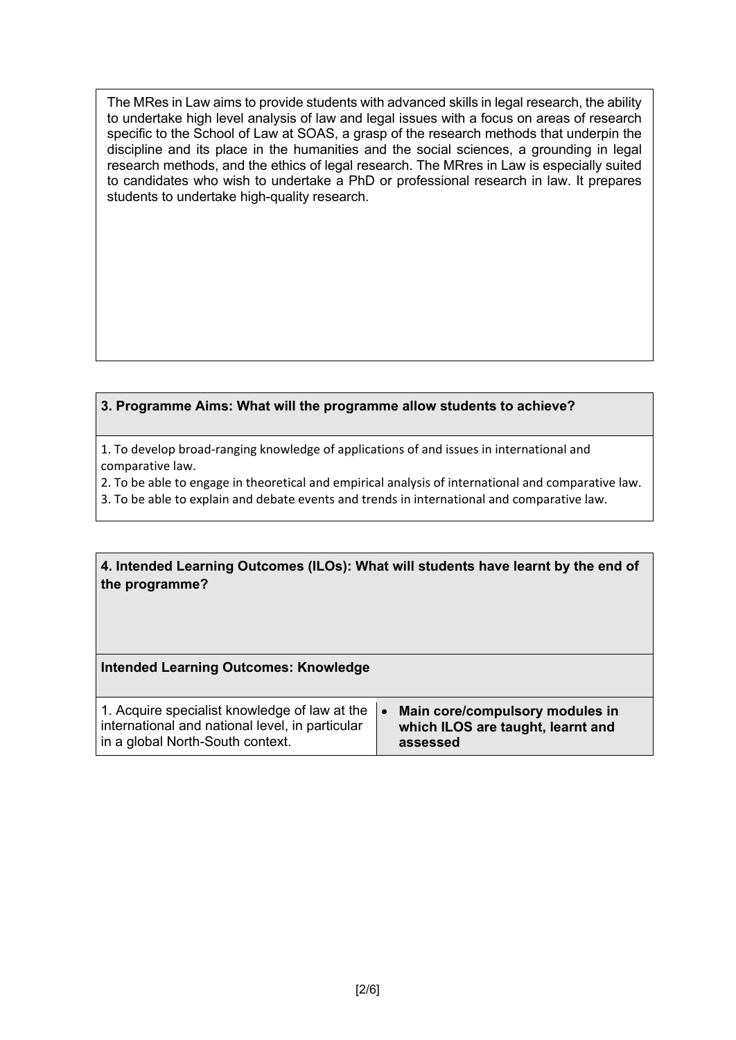The MRes in Law aims to provide students with advanced skills in legal research, the ability to undertake high level analysis of law and legal issues with a focus on areas of research specific to the School of Law at SOAS, a grasp of the research methods that underpin the discipline and its place in the humanities and the social sciences, a grounding in legal research methods, and the ethics of legal research. The MRres in Law is especially suited to candidates who wish to undertake a PhD or professional research in law. It prepares students to undertake high-quality research.

### 3. Programme Aims: What will the programme allow students to achieve?

1. To develop broad-ranging knowledge of applications of and issues in international and comparative law.
2. To be able to engage in theoretical and empirical analysis of international and comparative law.
3. To be able to explain and debate events and trends in international and comparative law.

### 4. Intended Learning Outcomes (ILOs): What will students have learnt by the end of the programme?

**Intended Learning Outcomes: Knowledge**

| | |
|---|---|
| 1. Acquire specialist knowledge of law at the international and national level, in particular in a global North-South context. | • **Main core/compulsory modules in which ILOS are taught, learnt and assessed** |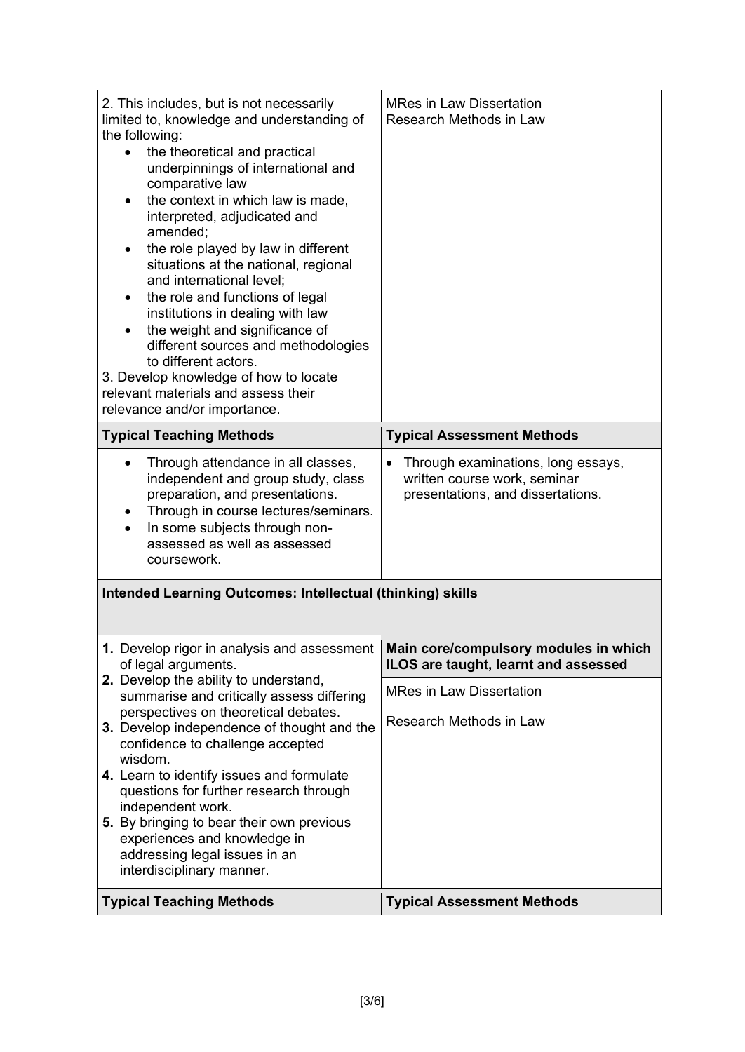| | |
|---|---|
| 2. This includes, but is not necessarily limited to, knowledge and understanding of the following:<br>• the theoretical and practical underpinnings of international and comparative law<br>• the context in which law is made, interpreted, adjudicated and amended;<br>• the role played by law in different situations at the national, regional and international level;<br>• the role and functions of legal institutions in dealing with law<br>• the weight and significance of different sources and methodologies to different actors.<br>3. Develop knowledge of how to locate relevant materials and assess their relevance and/or importance. | MRes in Law Dissertation<br>Research Methods in Law |
| **Typical Teaching Methods** | **Typical Assessment Methods** |
| • Through attendance in all classes, independent and group study, class preparation, and presentations.<br>• Through in course lectures/seminars.<br>• In some subjects through non-assessed as well as assessed coursework. | • Through examinations, long essays, written course work, seminar presentations, and dissertations. |

**Intended Learning Outcomes: Intellectual (thinking) skills**

| | |
|---|---|
| **1.** Develop rigor in analysis and assessment of legal arguments.<br>**2.** Develop the ability to understand, summarise and critically assess differing perspectives on theoretical debates.<br>**3.** Develop independence of thought and the confidence to challenge accepted wisdom.<br>**4.** Learn to identify issues and formulate questions for further research through independent work.<br>**5.** By bringing to bear their own previous experiences and knowledge in addressing legal issues in an interdisciplinary manner. | **Main core/compulsory modules in which ILOS are taught, learnt and assessed**<br>MRes in Law Dissertation<br>Research Methods in Law |
| **Typical Teaching Methods** | **Typical Assessment Methods** |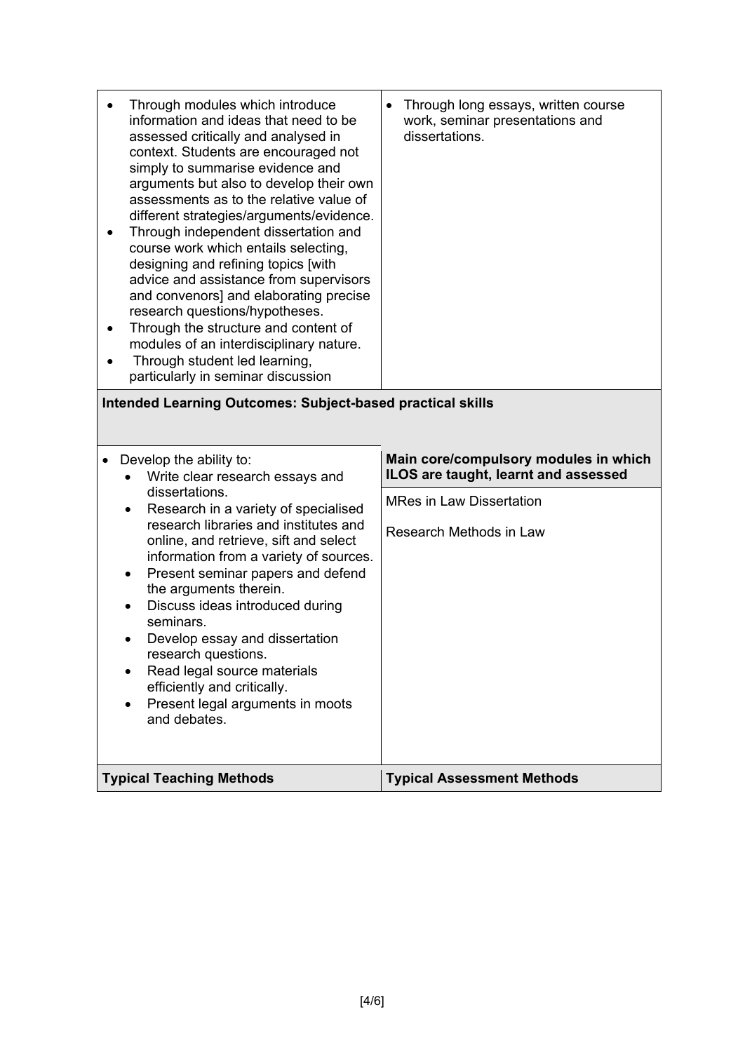| | |
|---|---|
| • Through modules which introduce information and ideas that need to be assessed critically and analysed in context. Students are encouraged not simply to summarise evidence and arguments but also to develop their own assessments as to the relative value of different strategies/arguments/evidence.<br>• Through independent dissertation and course work which entails selecting, designing and refining topics [with advice and assistance from supervisors and convenors] and elaborating precise research questions/hypotheses.<br>• Through the structure and content of modules of an interdisciplinary nature.<br>• Through student led learning, particularly in seminar discussion | • Through long essays, written course work, seminar presentations and dissertations. |
| **Intended Learning Outcomes: Subject-based practical skills** | |
| • Develop the ability to:<br>  ◦ Write clear research essays and dissertations.<br>  ◦ Research in a variety of specialised research libraries and institutes and online, and retrieve, sift and select information from a variety of sources.<br>  ◦ Present seminar papers and defend the arguments therein.<br>  ◦ Discuss ideas introduced during seminars.<br>  ◦ Develop essay and dissertation research questions.<br>  ◦ Read legal source materials efficiently and critically.<br>  ◦ Present legal arguments in moots and debates. | **Main core/compulsory modules in which ILOS are taught, learnt and assessed**<br><br>MRes in Law Dissertation<br><br>Research Methods in Law |
| **Typical Teaching Methods** | **Typical Assessment Methods** |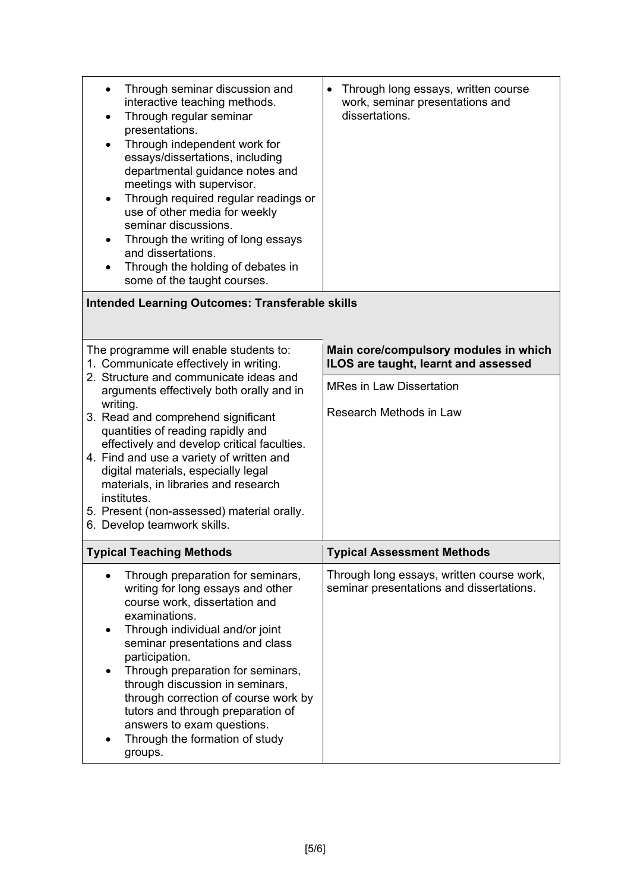| | |
|---|---|
| • Through seminar discussion and interactive teaching methods.<br>• Through regular seminar presentations.<br>• Through independent work for essays/dissertations, including departmental guidance notes and meetings with supervisor.<br>• Through required regular readings or use of other media for weekly seminar discussions.<br>• Through the writing of long essays and dissertations.<br>• Through the holding of debates in some of the taught courses. | • Through long essays, written course work, seminar presentations and dissertations. |

**Intended Learning Outcomes: Transferable skills**

| The programme will enable students to: | **Main core/compulsory modules in which ILOS are taught, learnt and assessed** |
|---|---|
| 1. Communicate effectively in writing.<br>2. Structure and communicate ideas and arguments effectively both orally and in writing.<br>3. Read and comprehend significant quantities of reading rapidly and effectively and develop critical faculties.<br>4. Find and use a variety of written and digital materials, especially legal materials, in libraries and research institutes.<br>5. Present (non-assessed) material orally.<br>6. Develop teamwork skills. | MRes in Law Dissertation<br><br>Research Methods in Law |
| **Typical Teaching Methods** | **Typical Assessment Methods** |
| • Through preparation for seminars, writing for long essays and other course work, dissertation and examinations.<br>• Through individual and/or joint seminar presentations and class participation.<br>• Through preparation for seminars, through discussion in seminars, through correction of course work by tutors and through preparation of answers to exam questions.<br>• Through the formation of study groups. | Through long essays, written course work, seminar presentations and dissertations. |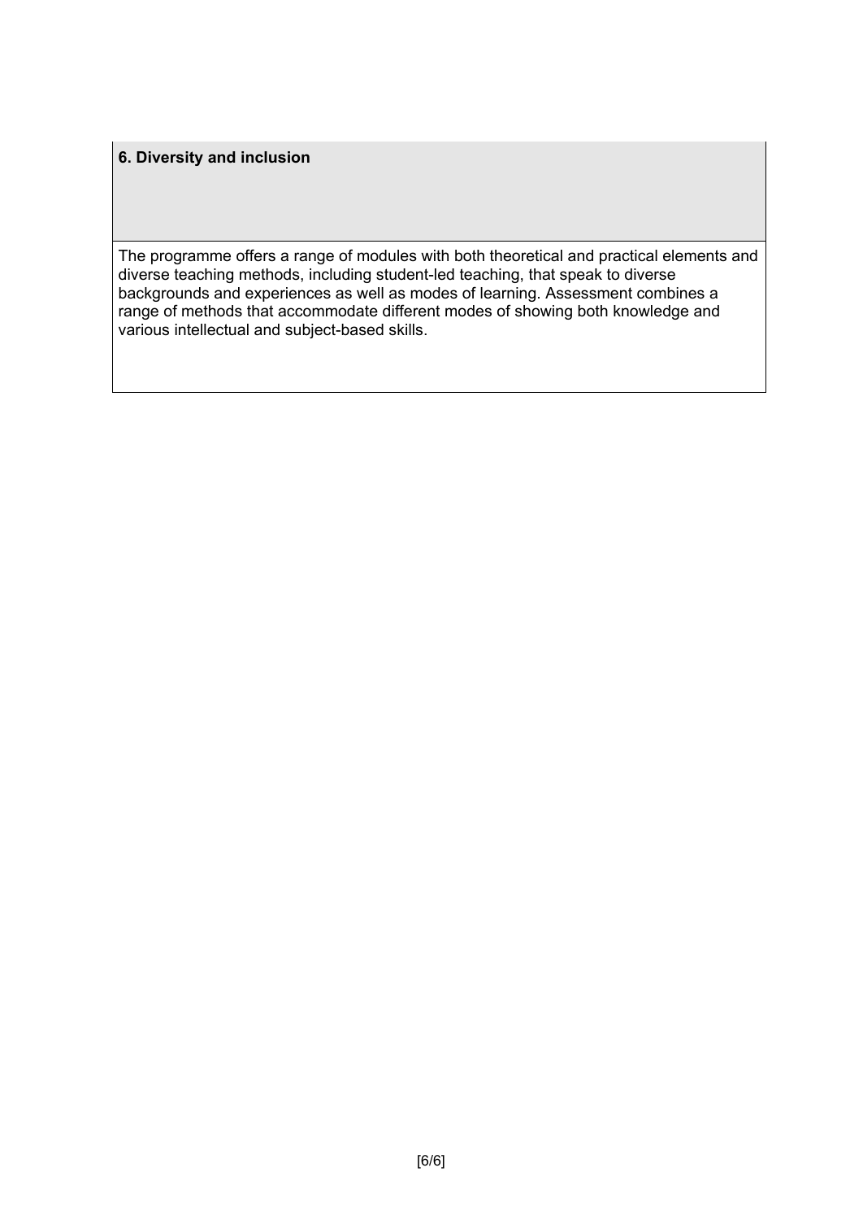| **6. Diversity and inclusion** |
| --- |
| The programme offers a range of modules with both theoretical and practical elements and diverse teaching methods, including student-led teaching, that speak to diverse backgrounds and experiences as well as modes of learning. Assessment combines a range of methods that accommodate different modes of showing both knowledge and various intellectual and subject-based skills. |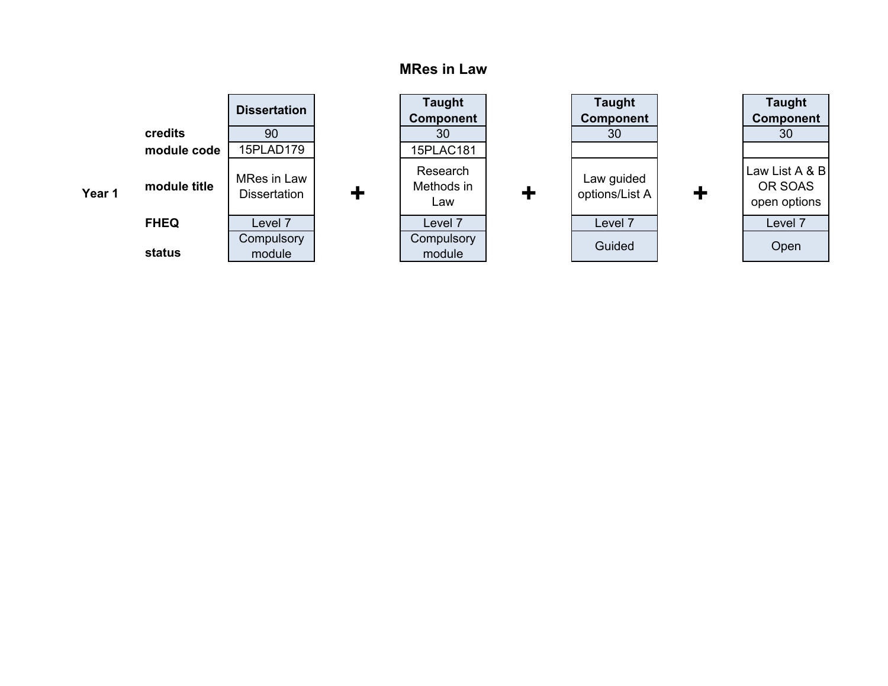# MRes in Law

| | | Dissertation | | Taught Component | | Taught Component | | Taught Component |
|---|---|---|---|---|---|---|---|---|
| | credits | 90 | | 30 | | 30 | | 30 |
| | module code | 15PLAD179 | | 15PLAC181 | | | | |
| Year 1 | module title | MRes in Law Dissertation | + | Research Methods in Law | + | Law guided options/List A | + | Law List A & B OR SOAS open options |
| | FHEQ | Level 7 | | Level 7 | | Level 7 | | Level 7 |
| | status | Compulsory module | | Compulsory module | | Guided | | Open |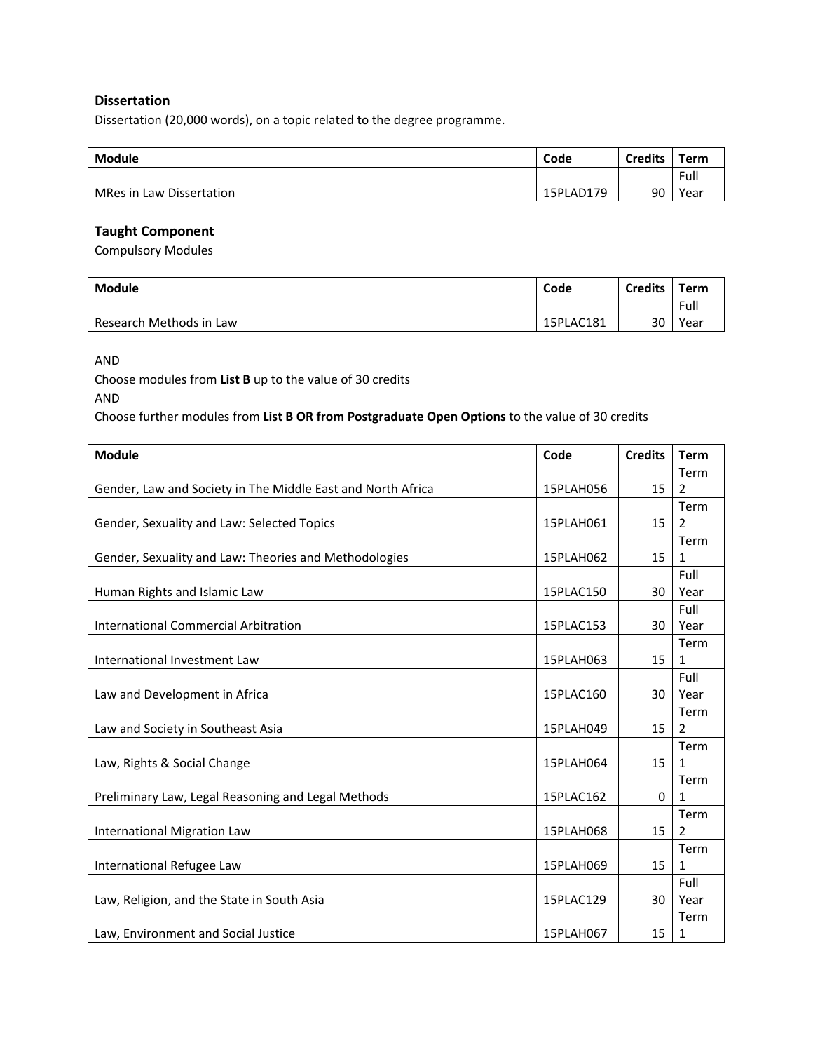### Dissertation

Dissertation (20,000 words), on a topic related to the degree programme.

| Module | Code | Credits | Term |
|---|---|---|---|
| MRes in Law Dissertation | 15PLAD179 | 90 | Full Year |

### Taught Component

Compulsory Modules

| Module | Code | Credits | Term |
|---|---|---|---|
| Research Methods in Law | 15PLAC181 | 30 | Full Year |

AND

Choose modules from **List B** up to the value of 30 credits

AND

Choose further modules from **List B OR from Postgraduate Open Options** to the value of 30 credits

| Module | Code | Credits | Term |
|---|---|---|---|
| Gender, Law and Society in The Middle East and North Africa | 15PLAH056 | 15 | Term 2 |
| Gender, Sexuality and Law: Selected Topics | 15PLAH061 | 15 | Term 2 |
| Gender, Sexuality and Law: Theories and Methodologies | 15PLAH062 | 15 | Term 1 |
| Human Rights and Islamic Law | 15PLAC150 | 30 | Full Year |
| International Commercial Arbitration | 15PLAC153 | 30 | Full Year |
| International Investment Law | 15PLAH063 | 15 | Term 1 |
| Law and Development in Africa | 15PLAC160 | 30 | Full Year |
| Law and Society in Southeast Asia | 15PLAH049 | 15 | Term 2 |
| Law, Rights & Social Change | 15PLAH064 | 15 | Term 1 |
| Preliminary Law, Legal Reasoning and Legal Methods | 15PLAC162 | 0 | Term 1 |
| International Migration Law | 15PLAH068 | 15 | Term 2 |
| International Refugee Law | 15PLAH069 | 15 | Term 1 |
| Law, Religion, and the State in South Asia | 15PLAC129 | 30 | Full Year |
| Law, Environment and Social Justice | 15PLAH067 | 15 | Term 1 |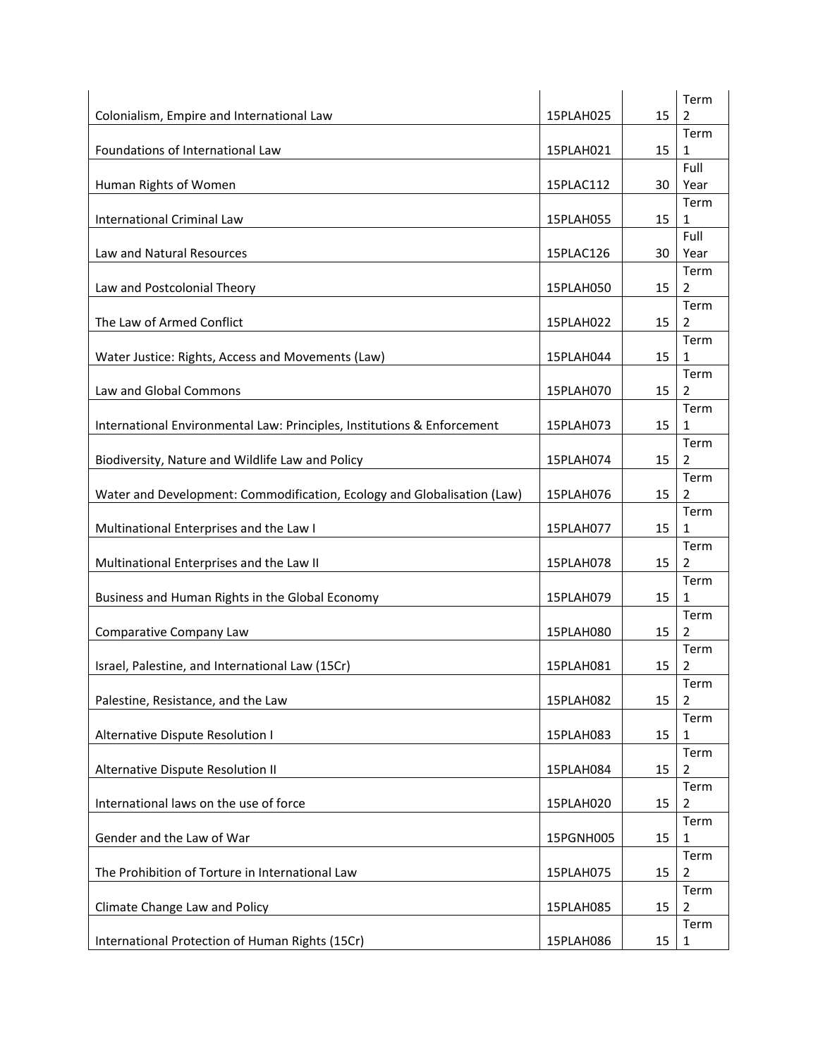| | | | |
|---|---|---|---|
| Colonialism, Empire and International Law | 15PLAH025 | 15 | Term 2 |
| Foundations of International Law | 15PLAH021 | 15 | Term 1 |
| Human Rights of Women | 15PLAC112 | 30 | Full Year |
| International Criminal Law | 15PLAH055 | 15 | Term 1 |
| Law and Natural Resources | 15PLAC126 | 30 | Full Year |
| Law and Postcolonial Theory | 15PLAH050 | 15 | Term 2 |
| The Law of Armed Conflict | 15PLAH022 | 15 | Term 2 |
| Water Justice: Rights, Access and Movements (Law) | 15PLAH044 | 15 | Term 1 |
| Law and Global Commons | 15PLAH070 | 15 | Term 2 |
| International Environmental Law: Principles, Institutions & Enforcement | 15PLAH073 | 15 | Term 1 |
| Biodiversity, Nature and Wildlife Law and Policy | 15PLAH074 | 15 | Term 2 |
| Water and Development: Commodification, Ecology and Globalisation (Law) | 15PLAH076 | 15 | Term 2 |
| Multinational Enterprises and the Law I | 15PLAH077 | 15 | Term 1 |
| Multinational Enterprises and the Law II | 15PLAH078 | 15 | Term 2 |
| Business and Human Rights in the Global Economy | 15PLAH079 | 15 | Term 1 |
| Comparative Company Law | 15PLAH080 | 15 | Term 2 |
| Israel, Palestine, and International Law (15Cr) | 15PLAH081 | 15 | Term 2 |
| Palestine, Resistance, and the Law | 15PLAH082 | 15 | Term 2 |
| Alternative Dispute Resolution I | 15PLAH083 | 15 | Term 1 |
| Alternative Dispute Resolution II | 15PLAH084 | 15 | Term 2 |
| International laws on the use of force | 15PLAH020 | 15 | Term 2 |
| Gender and the Law of War | 15PGNH005 | 15 | Term 1 |
| The Prohibition of Torture in International Law | 15PLAH075 | 15 | Term 2 |
| Climate Change Law and Policy | 15PLAH085 | 15 | Term 2 |
| International Protection of Human Rights (15Cr) | 15PLAH086 | 15 | Term 1 |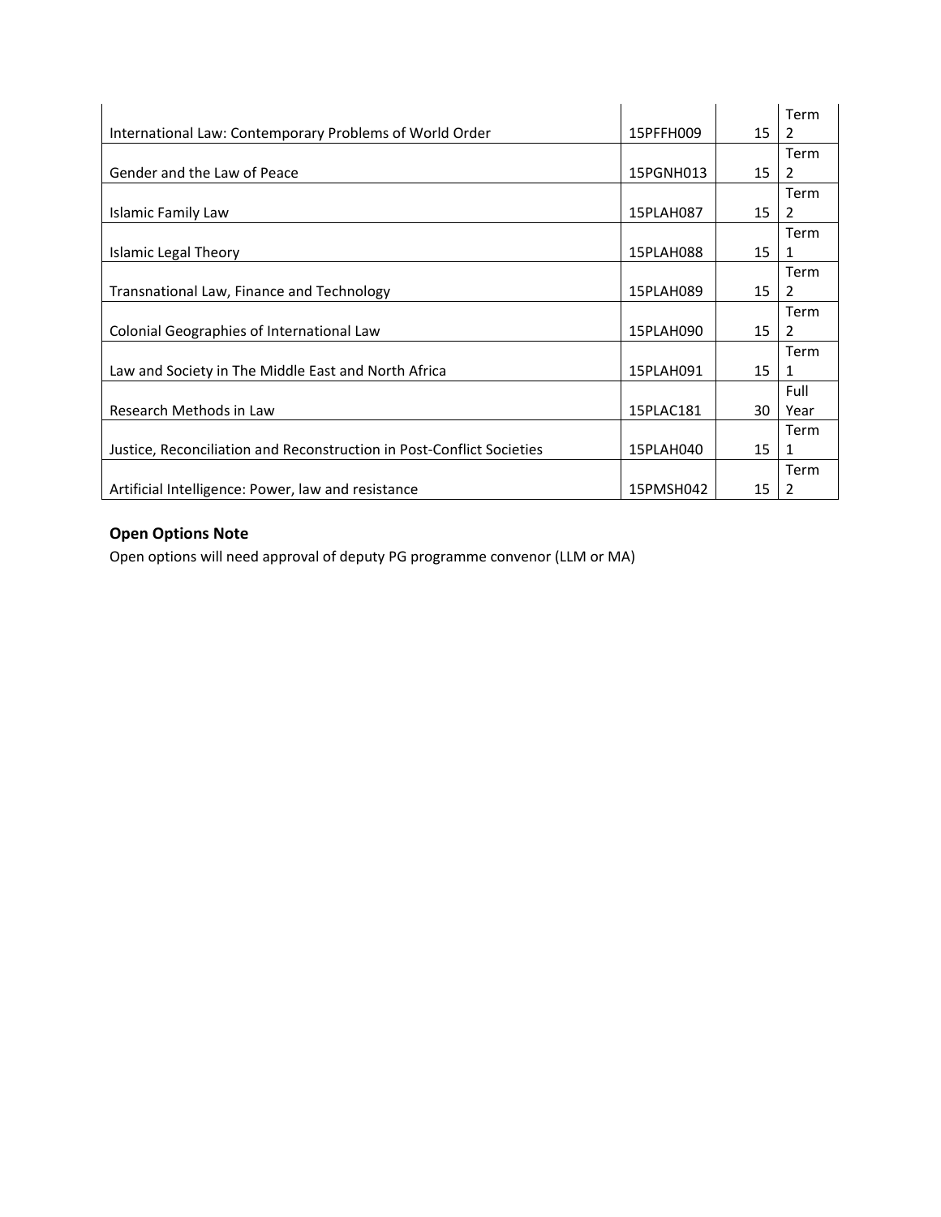| | | | |
|---|---|---|---|
| International Law: Contemporary Problems of World Order | 15PFFH009 | 15 | Term 2 |
| Gender and the Law of Peace | 15PGNH013 | 15 | Term 2 |
| Islamic Family Law | 15PLAH087 | 15 | Term 2 |
| Islamic Legal Theory | 15PLAH088 | 15 | Term 1 |
| Transnational Law, Finance and Technology | 15PLAH089 | 15 | Term 2 |
| Colonial Geographies of International Law | 15PLAH090 | 15 | Term 2 |
| Law and Society in The Middle East and North Africa | 15PLAH091 | 15 | Term 1 |
| Research Methods in Law | 15PLAC181 | 30 | Full Year |
| Justice, Reconciliation and Reconstruction in Post-Conflict Societies | 15PLAH040 | 15 | Term 1 |
| Artificial Intelligence: Power, law and resistance | 15PMSH042 | 15 | Term 2 |

### Open Options Note

Open options will need approval of deputy PG programme convenor (LLM or MA)